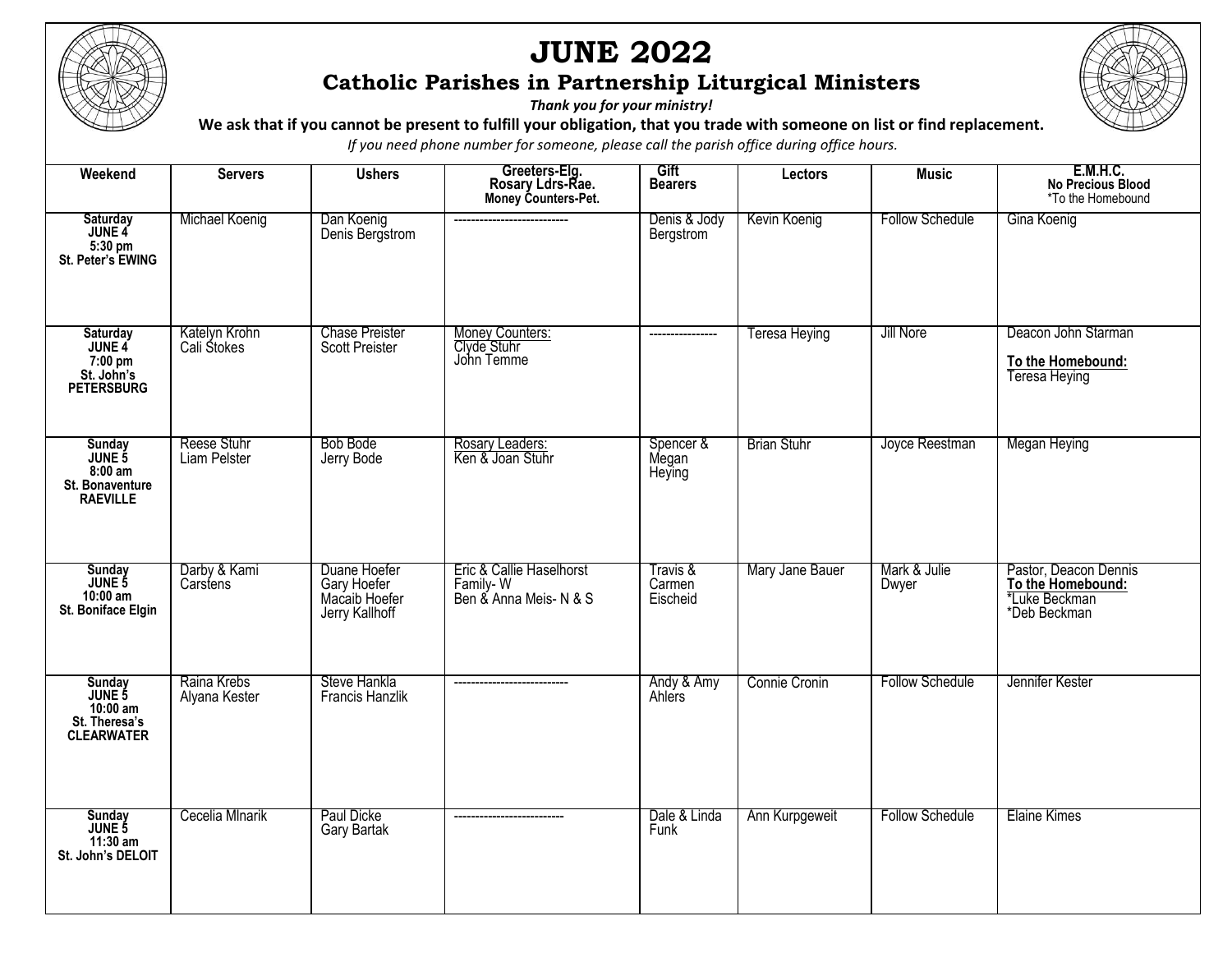# JUNE 2022

## Catholic Parishes in Partnership Liturgical Ministers

***Thank you for your ministry!***

**We ask that if you cannot be present to fulfill your obligation, that you trade with someone on list or find replacement.**

*If you need phone number for someone, please call the parish office during office hours.*

| Weekend | Servers | Ushers | Greeters-Elg. Rosary Ldrs-Rae. Money Counters-Pet. | Gift Bearers | Lectors | Music | E.M.H.C. No Precious Blood *To the Homebound |
|---|---|---|---|---|---|---|---|
| **Saturday JUNE 4 5:30 pm St. Peter's EWING** | Michael Koenig | Dan Koenig<br>Denis Bergstrom | --------------------------- | Denis & Jody Bergstrom | Kevin Koenig | Follow Schedule | Gina Koenig |
| **Saturday JUNE 4 7:00 pm St. John's PETERSBURG** | Katelyn Krohn<br>Cali Stokes | Chase Preister<br>Scott Preister | Money Counters:<br>Clyde Stuhr<br>John Temme | ---------------- | Teresa Heying | Jill Nore | Deacon John Starman<br>**To the Homebound:**<br>Teresa Heying |
| **Sunday JUNE 5 8:00 am St. Bonaventure RAEVILLE** | Reese Stuhr<br>Liam Pelster | Bob Bode<br>Jerry Bode | Rosary Leaders:<br>Ken & Joan Stuhr | Spencer & Megan Heying | Brian Stuhr | Joyce Reestman | Megan Heying |
| **Sunday JUNE 5 10:00 am St. Boniface Elgin** | Darby & Kami Carstens | Duane Hoefer<br>Gary Hoefer<br>Macaib Hoefer<br>Jerry Kallhoff | Eric & Callie Haselhorst Family- W<br>Ben & Anna Meis- N & S | Travis & Carmen Eischeid | Mary Jane Bauer | Mark & Julie Dwyer | Pastor, Deacon Dennis<br>**To the Homebound:**<br>*Luke Beckman<br>*Deb Beckman |
| **Sunday JUNE 5 10:00 am St. Theresa's CLEARWATER** | Raina Krebs<br>Alyana Kester | Steve Hankla<br>Francis Hanzlik | --------------------------- | Andy & Amy Ahlers | Connie Cronin | Follow Schedule | Jennifer Kester |
| **Sunday JUNE 5 11:30 am St. John's DELOIT** | Cecelia Mlnarik | Paul Dicke<br>Gary Bartak | -------------------------- | Dale & Linda Funk | Ann Kurpgeweit | Follow Schedule | Elaine Kimes |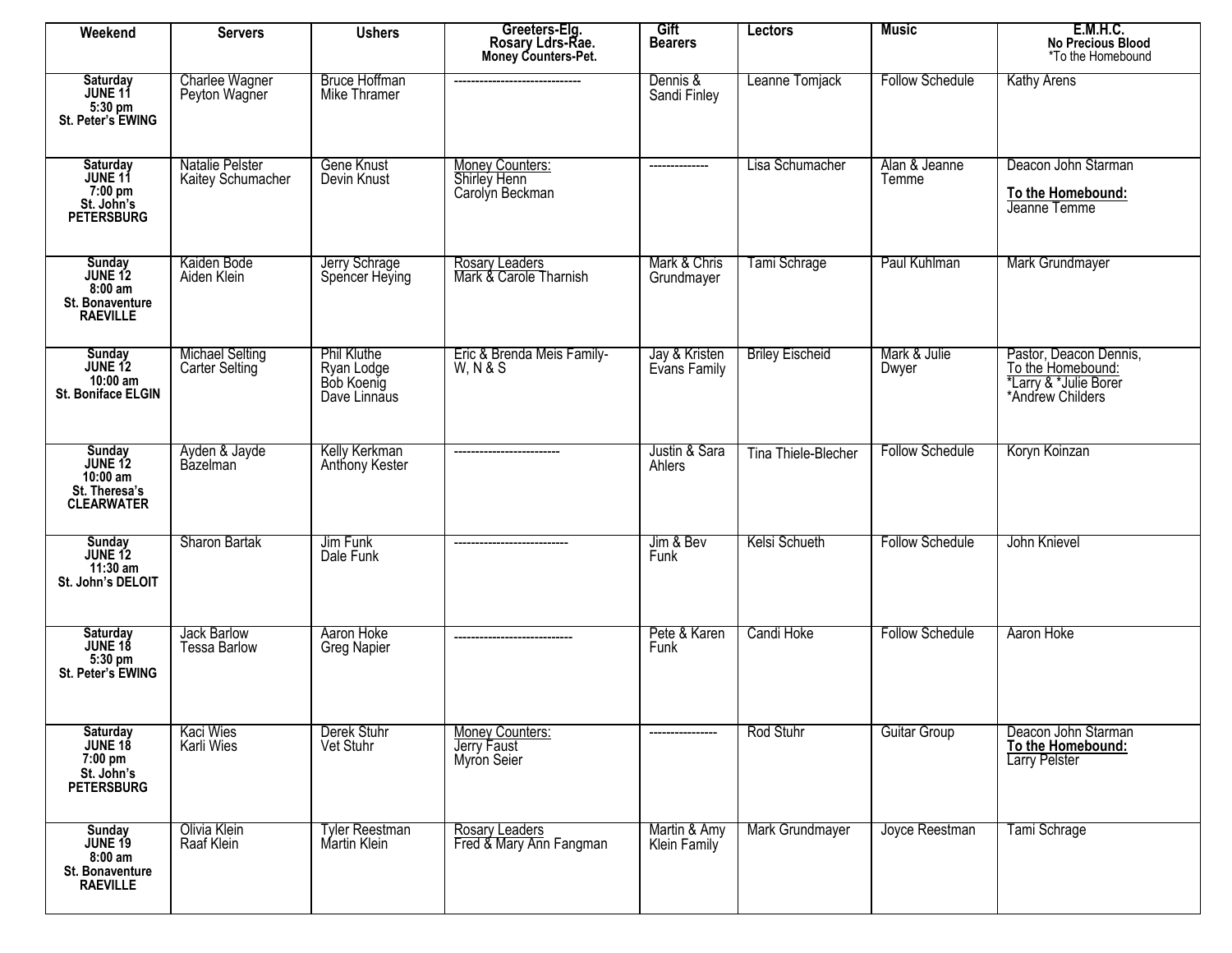| Weekend | Servers | Ushers | Greeters-Elg.<br>Rosary Ldrs-Rae.<br>Money Counters-Pet. | Gift Bearers | Lectors | Music | E.M.H.C.<br>No Precious Blood<br>*To the Homebound |
|---|---|---|---|---|---|---|---|
| **Saturday JUNE 11 5:30 pm St. Peter's EWING** | Charlee Wagner<br>Peyton Wagner | Bruce Hoffman<br>Mike Thramer | ------------------------------ | Dennis & Sandi Finley | Leanne Tomjack | Follow Schedule | Kathy Arens |
| **Saturday JUNE 11 7:00 pm St. John's PETERSBURG** | Natalie Pelster<br>Kaitey Schumacher | Gene Knust<br>Devin Knust | Money Counters:<br>Shirley Henn<br>Carolyn Beckman | -------------- | Lisa Schumacher | Alan & Jeanne Temme | Deacon John Starman<br>**To the Homebound:**<br>Jeanne Temme |
| **Sunday JUNE 12 8:00 am St. Bonaventure RAEVILLE** | Kaiden Bode<br>Aiden Klein | Jerry Schrage<br>Spencer Heying | Rosary Leaders<br>Mark & Carole Tharnish | Mark & Chris Grundmayer | Tami Schrage | Paul Kuhlman | Mark Grundmayer |
| **Sunday JUNE 12 10:00 am St. Boniface ELGIN** | Michael Selting<br>Carter Selting | Phil Kluthe<br>Ryan Lodge<br>Bob Koenig<br>Dave Linnaus | Eric & Brenda Meis Family- W, N & S | Jay & Kristen Evans Family | Briley Eischeid | Mark & Julie Dwyer | Pastor, Deacon Dennis,<br>To the Homebound:<br>*Larry & *Julie Borer<br>*Andrew Childers |
| **Sunday JUNE 12 10:00 am St. Theresa's CLEARWATER** | Ayden & Jayde Bazelman | Kelly Kerkman<br>Anthony Kester | ------------------------- | Justin & Sara Ahlers | Tina Thiele-Blecher | Follow Schedule | Koryn Koinzan |
| **Sunday JUNE 12 11:30 am St. John's DELOIT** | Sharon Bartak | Jim Funk<br>Dale Funk | --------------------------- | Jim & Bev Funk | Kelsi Schueth | Follow Schedule | John Knievel |
| **Saturday JUNE 18 5:30 pm St. Peter's EWING** | Jack Barlow<br>Tessa Barlow | Aaron Hoke<br>Greg Napier | ---------------------------- | Pete & Karen Funk | Candi Hoke | Follow Schedule | Aaron Hoke |
| **Saturday JUNE 18 7:00 pm St. John's PETERSBURG** | Kaci Wies<br>Karli Wies | Derek Stuhr<br>Vet Stuhr | Money Counters:<br>Jerry Faust<br>Myron Seier | ---------------- | Rod Stuhr | Guitar Group | Deacon John Starman<br>**To the Homebound:**<br>Larry Pelster |
| **Sunday JUNE 19 8:00 am St. Bonaventure RAEVILLE** | Olivia Klein<br>Raaf Klein | Tyler Reestman<br>Martin Klein | Rosary Leaders<br>Fred & Mary Ann Fangman | Martin & Amy Klein Family | Mark Grundmayer | Joyce Reestman | Tami Schrage |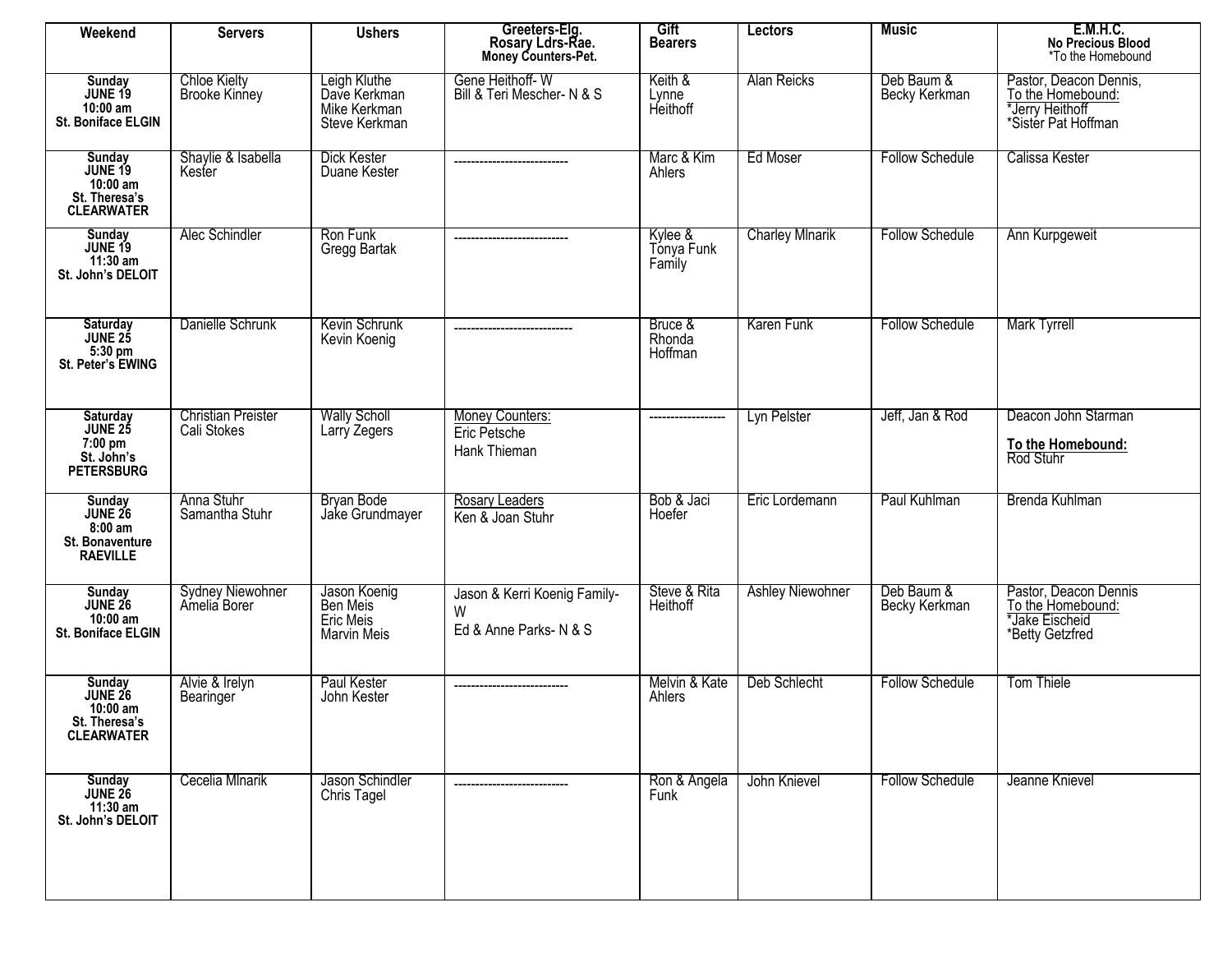| Weekend | Servers | Ushers | Greeters-Elg. Rosary Ldrs-Rae. Money Counters-Pet. | Gift Bearers | Lectors | Music | E.M.H.C. No Precious Blood *To the Homebound |
|---|---|---|---|---|---|---|---|
| **Sunday JUNE 19 10:00 am St. Boniface ELGIN** | Chloe Kielty Brooke Kinney | Leigh Kluthe Dave Kerkman Mike Kerkman Steve Kerkman | Gene Heithoff- W Bill & Teri Mescher- N & S | Keith & Lynne Heithoff | Alan Reicks | Deb Baum & Becky Kerkman | Pastor, Deacon Dennis, To the Homebound: *Jerry Heithoff *Sister Pat Hoffman |
| **Sunday JUNE 19 10:00 am St. Theresa's CLEARWATER** | Shaylie & Isabella Kester | Dick Kester Duane Kester | -------------------------- | Marc & Kim Ahlers | Ed Moser | Follow Schedule | Calissa Kester |
| **Sunday JUNE 19 11:30 am St. John's DELOIT** | Alec Schindler | Ron Funk Gregg Bartak | -------------------------- | Kylee & Tonya Funk Family | Charley Mlnarik | Follow Schedule | Ann Kurpgeweit |
| **Saturday JUNE 25 5:30 pm St. Peter's EWING** | Danielle Schrunk | Kevin Schrunk Kevin Koenig | --------------------------- | Bruce & Rhonda Hoffman | Karen Funk | Follow Schedule | Mark Tyrrell |
| **Saturday JUNE 25 7:00 pm St. John's PETERSBURG** | Christian Preister Cali Stokes | Wally Scholl Larry Zegers | Money Counters: Eric Petsche Hank Thieman | ----------------- | Lyn Pelster | Jeff, Jan & Rod | Deacon John Starman **To the Homebound:** Rod Stuhr |
| **Sunday JUNE 26 8:00 am St. Bonaventure RAEVILLE** | Anna Stuhr Samantha Stuhr | Bryan Bode Jake Grundmayer | Rosary Leaders Ken & Joan Stuhr | Bob & Jaci Hoefer | Eric Lordemann | Paul Kuhlman | Brenda Kuhlman |
| **Sunday JUNE 26 10:00 am St. Boniface ELGIN** | Sydney Niewohner Amelia Borer | Jason Koenig Ben Meis Eric Meis Marvin Meis | Jason & Kerri Koenig Family- W Ed & Anne Parks- N & S | Steve & Rita Heithoff | Ashley Niewohner | Deb Baum & Becky Kerkman | Pastor, Deacon Dennis To the Homebound: *Jake Eischeid *Betty Getzfred |
| **Sunday JUNE 26 10:00 am St. Theresa's CLEARWATER** | Alvie & Irelyn Bearinger | Paul Kester John Kester | -------------------------- | Melvin & Kate Ahlers | Deb Schlecht | Follow Schedule | Tom Thiele |
| **Sunday JUNE 26 11:30 am St. John's DELOIT** | Cecelia Mlnarik | Jason Schindler Chris Tagel | -------------------------- | Ron & Angela Funk | John Knievel | Follow Schedule | Jeanne Knievel |